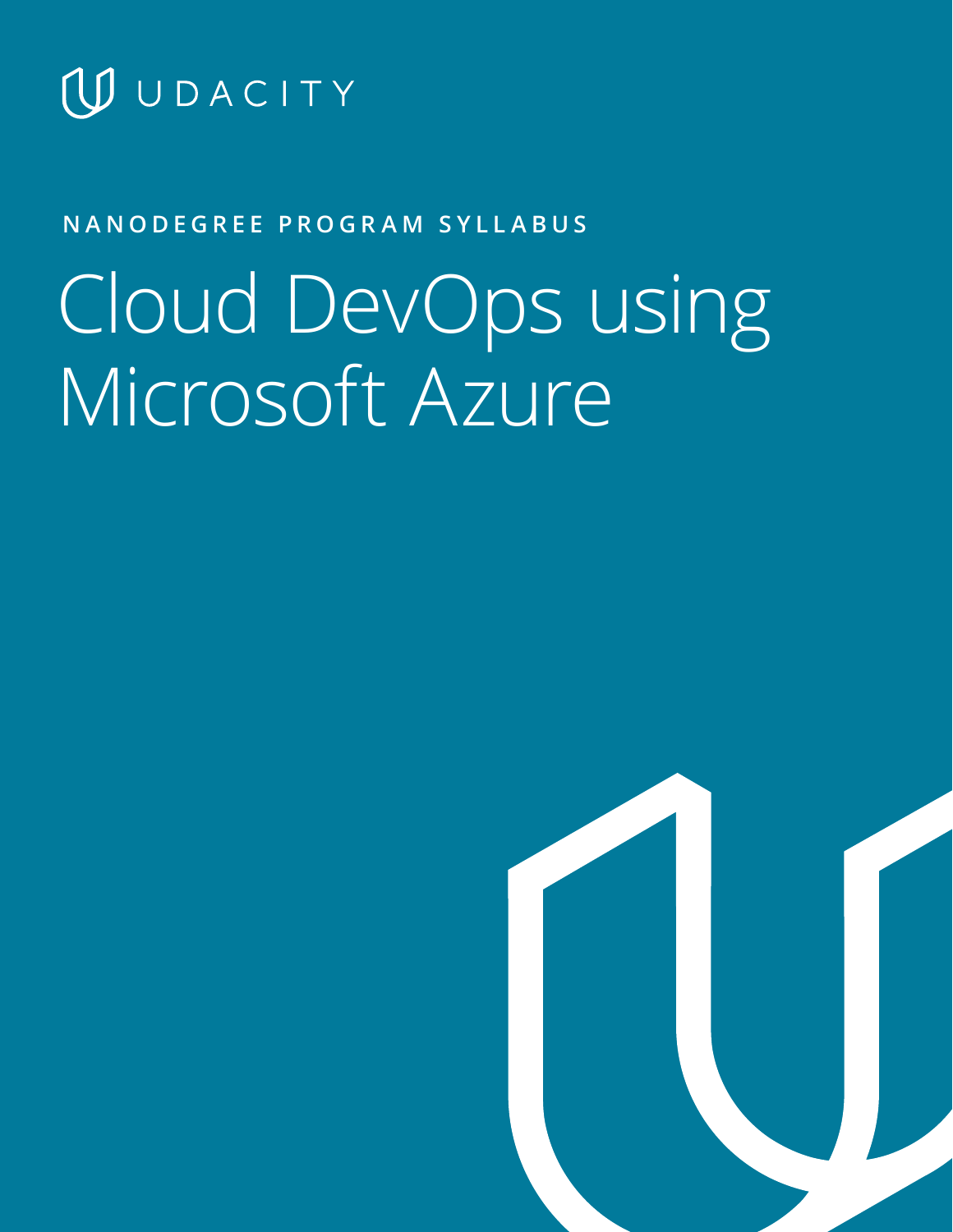UDACITY

NANODEGREE PROGRAM SYLLABUS

# Cloud DevOps using Microsoft Azure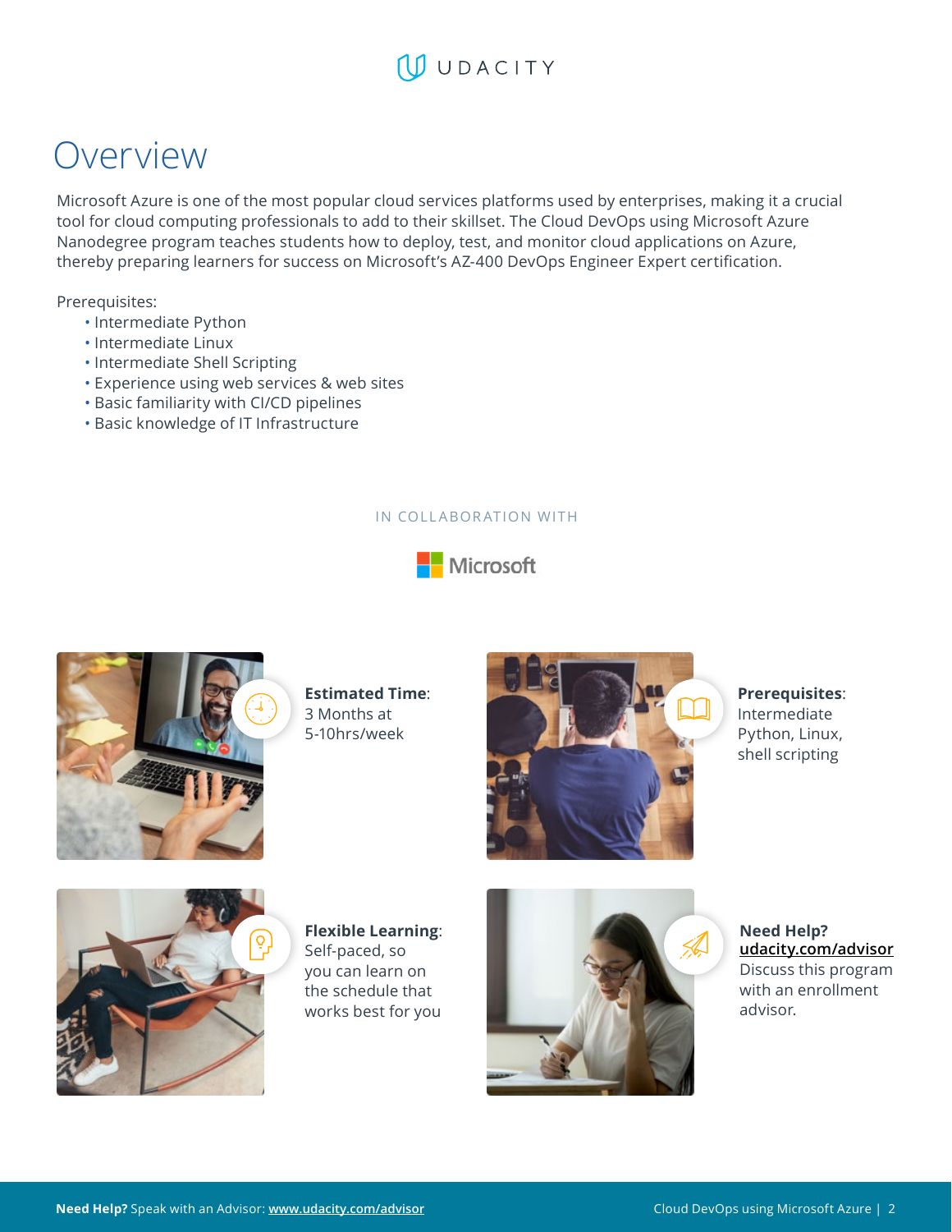# Overview

Microsoft Azure is one of the most popular cloud services platforms used by enterprises, making it a crucial tool for cloud computing professionals to add to their skillset. The Cloud DevOps using Microsoft Azure Nanodegree program teaches students how to deploy, test, and monitor cloud applications on Azure, thereby preparing learners for success on Microsoft's AZ-400 DevOps Engineer Expert certification.

Prerequisites:

- Intermediate Python
- Intermediate Linux
- Intermediate Shell Scripting
- Experience using web services & web sites
- Basic familiarity with CI/CD pipelines
- Basic knowledge of IT Infrastructure

IN COLLABORATION WITH

Microsoft

**Estimated Time**: 3 Months at 5-10hrs/week

**Prerequisites**: Intermediate Python, Linux, shell scripting

**Flexible Learning**: Self-paced, so you can learn on the schedule that works best for you

**Need Help?** [udacity.com/advisor](udacity.com/advisor) Discuss this program with an enrollment advisor.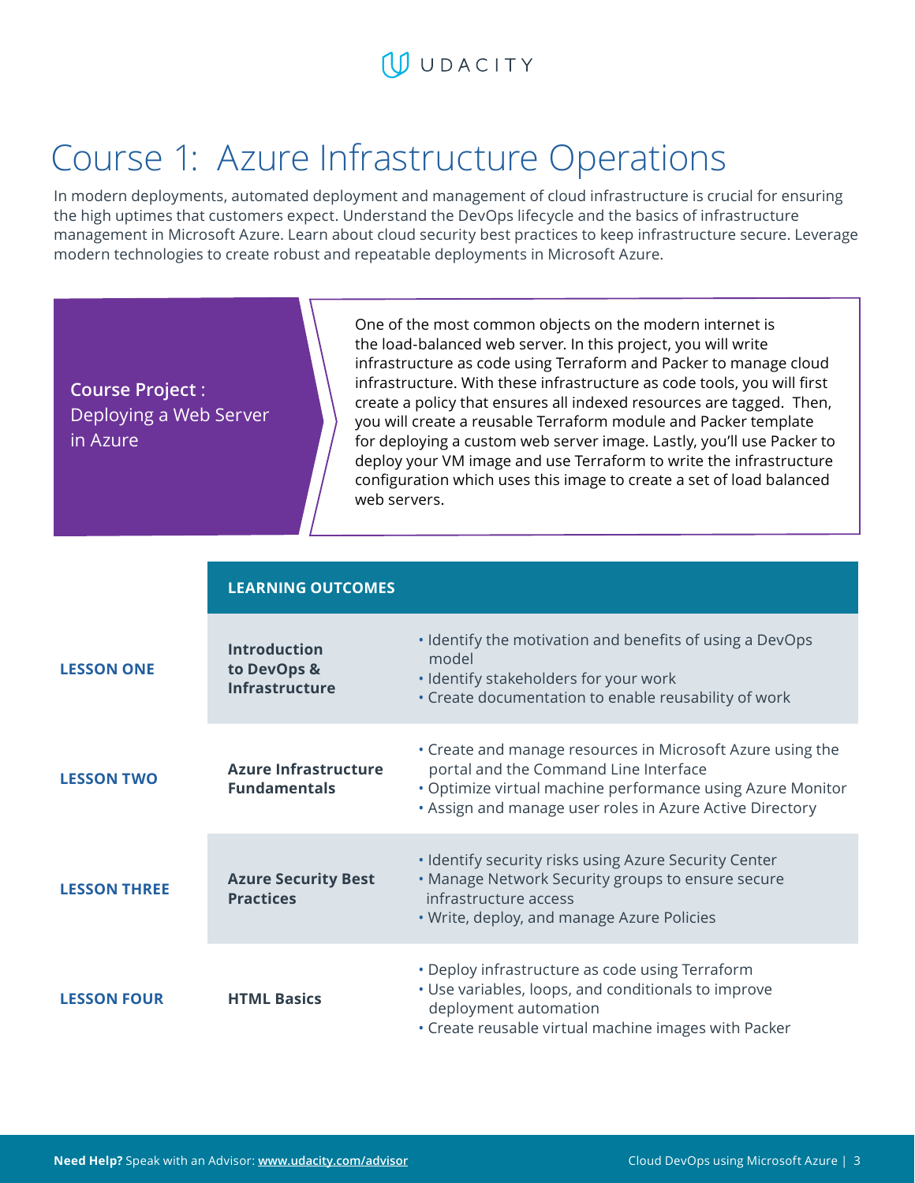# Course 1: Azure Infrastructure Operations

In modern deployments, automated deployment and management of cloud infrastructure is crucial for ensuring the high uptimes that customers expect. Understand the DevOps lifecycle and the basics of infrastructure management in Microsoft Azure. Learn about cloud security best practices to keep infrastructure secure. Leverage modern technologies to create robust and repeatable deployments in Microsoft Azure.

**Course Project :** Deploying a Web Server in Azure

One of the most common objects on the modern internet is the load-balanced web server. In this project, you will write infrastructure as code using Terraform and Packer to manage cloud infrastructure. With these infrastructure as code tools, you will first create a policy that ensures all indexed resources are tagged. Then, you will create a reusable Terraform module and Packer template for deploying a custom web server image. Lastly, you'll use Packer to deploy your VM image and use Terraform to write the infrastructure configuration which uses this image to create a set of load balanced web servers.

| | LEARNING OUTCOMES | |
|---|---|---|
| **LESSON ONE** | **Introduction to DevOps & Infrastructure** | • Identify the motivation and benefits of using a DevOps model<br>• Identify stakeholders for your work<br>• Create documentation to enable reusability of work |
| **LESSON TWO** | **Azure Infrastructure Fundamentals** | • Create and manage resources in Microsoft Azure using the portal and the Command Line Interface<br>• Optimize virtual machine performance using Azure Monitor<br>• Assign and manage user roles in Azure Active Directory |
| **LESSON THREE** | **Azure Security Best Practices** | • Identify security risks using Azure Security Center<br>• Manage Network Security groups to ensure secure infrastructure access<br>• Write, deploy, and manage Azure Policies |
| **LESSON FOUR** | **HTML Basics** | • Deploy infrastructure as code using Terraform<br>• Use variables, loops, and conditionals to improve deployment automation<br>• Create reusable virtual machine images with Packer |

**Need Help?** Speak with an Advisor: www.udacity.com/advisor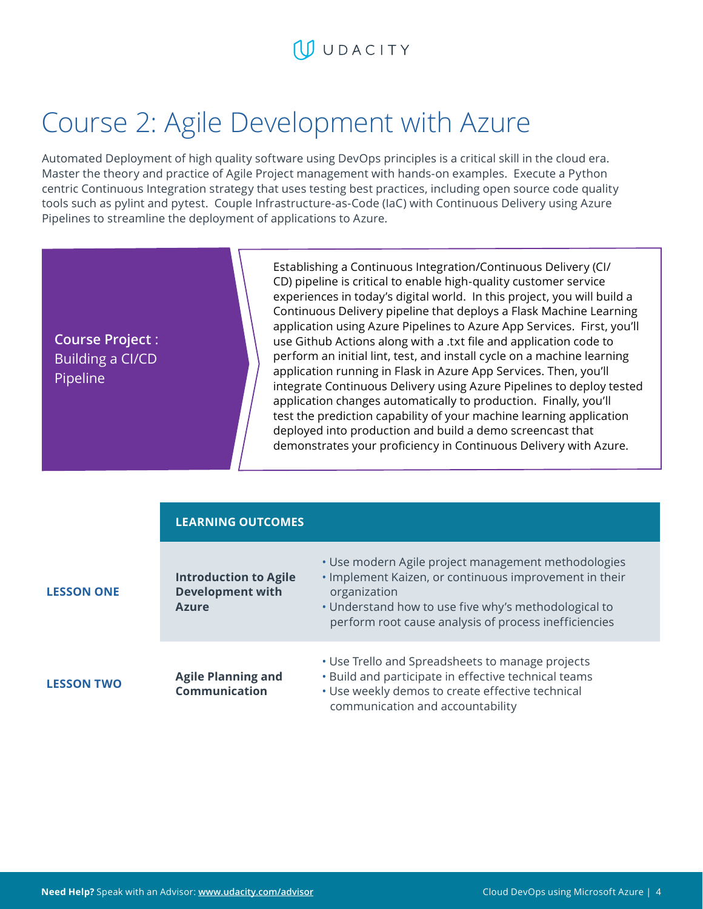# Course 2: Agile Development with Azure

Automated Deployment of high quality software using DevOps principles is a critical skill in the cloud era. Master the theory and practice of Agile Project management with hands-on examples. Execute a Python centric Continuous Integration strategy that uses testing best practices, including open source code quality tools such as pylint and pytest. Couple Infrastructure-as-Code (IaC) with Continuous Delivery using Azure Pipelines to streamline the deployment of applications to Azure.

**Course Project :** Building a CI/CD Pipeline

Establishing a Continuous Integration/Continuous Delivery (CI/CD) pipeline is critical to enable high-quality customer service experiences in today's digital world. In this project, you will build a Continuous Delivery pipeline that deploys a Flask Machine Learning application using Azure Pipelines to Azure App Services. First, you'll use Github Actions along with a .txt file and application code to perform an initial lint, test, and install cycle on a machine learning application running in Flask in Azure App Services. Then, you'll integrate Continuous Delivery using Azure Pipelines to deploy tested application changes automatically to production. Finally, you'll test the prediction capability of your machine learning application deployed into production and build a demo screencast that demonstrates your proficiency in Continuous Delivery with Azure.

| | LEARNING OUTCOMES | |
|---|---|---|
| **LESSON ONE** | **Introduction to Agile Development with Azure** | • Use modern Agile project management methodologies<br>• Implement Kaizen, or continuous improvement in their organization<br>• Understand how to use five why's methodological to perform root cause analysis of process inefficiencies |
| **LESSON TWO** | **Agile Planning and Communication** | • Use Trello and Spreadsheets to manage projects<br>• Build and participate in effective technical teams<br>• Use weekly demos to create effective technical communication and accountability |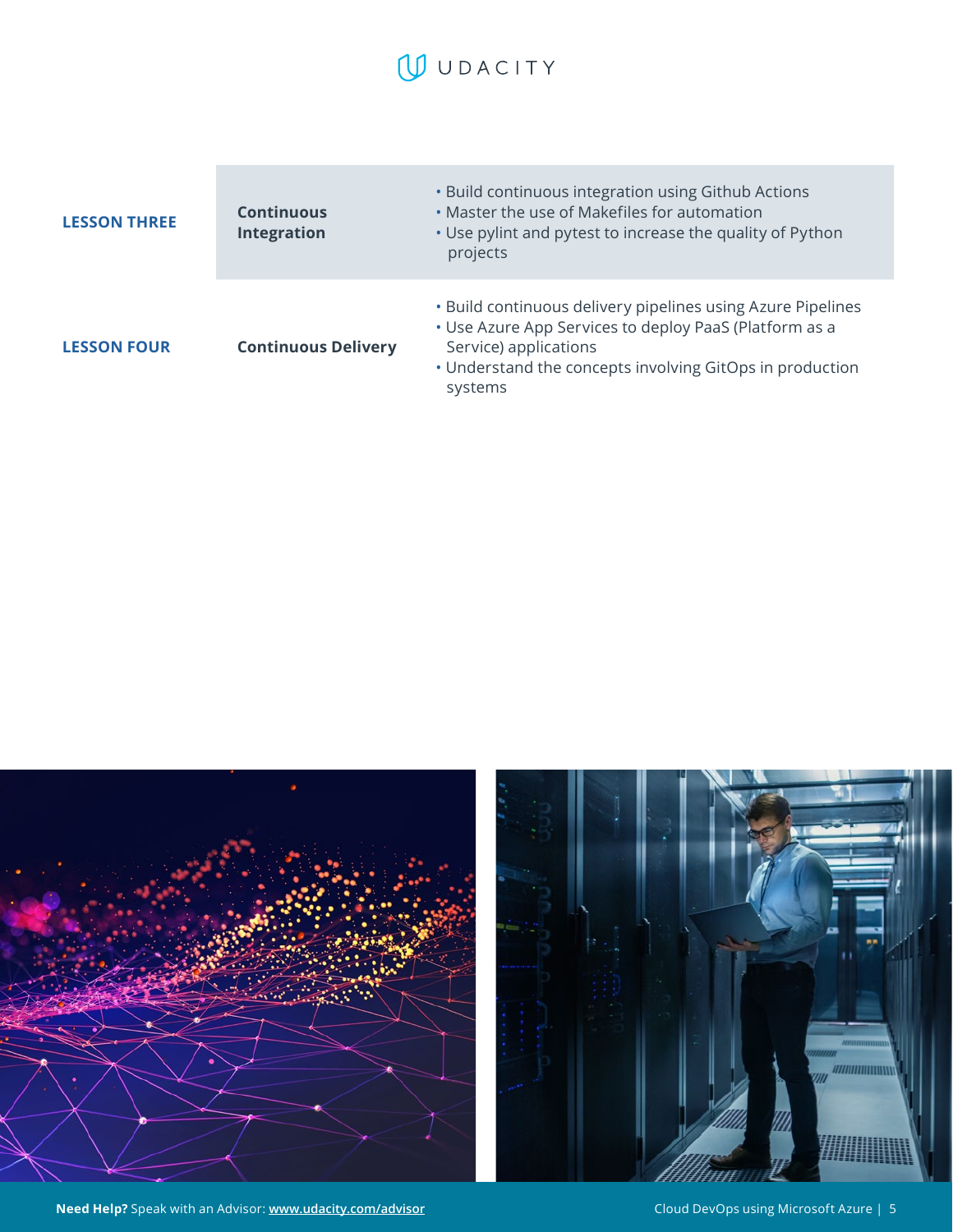| | | |
|---|---|---|
| **LESSON THREE** | **Continuous Integration** | • Build continuous integration using Github Actions<br>• Master the use of Makefiles for automation<br>• Use pylint and pytest to increase the quality of Python projects |
| **LESSON FOUR** | **Continuous Delivery** | • Build continuous delivery pipelines using Azure Pipelines<br>• Use Azure App Services to deploy PaaS (Platform as a Service) applications<br>• Understand the concepts involving GitOps in production systems |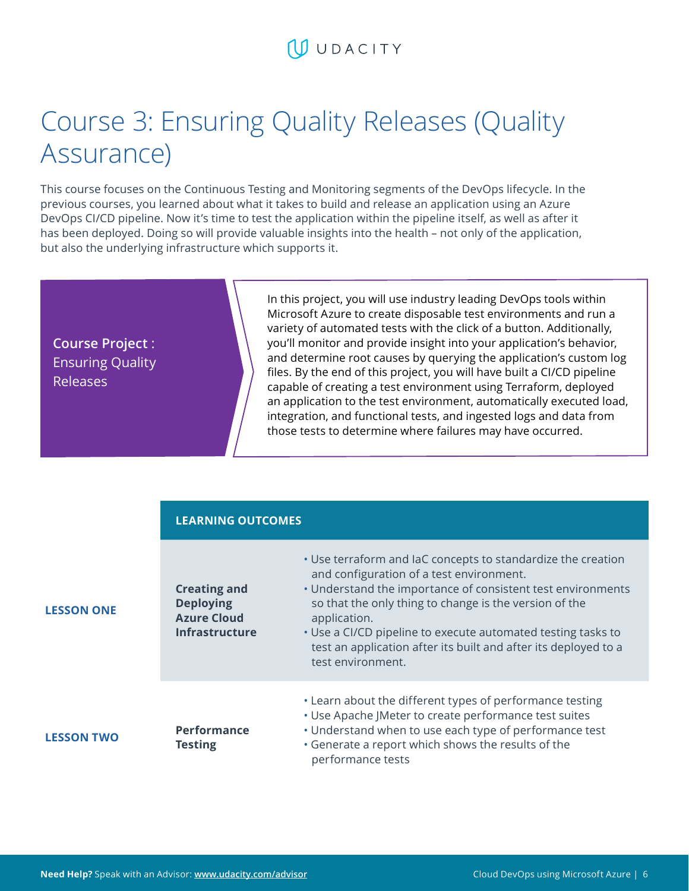# Course 3: Ensuring Quality Releases (Quality Assurance)

This course focuses on the Continuous Testing and Monitoring segments of the DevOps lifecycle. In the previous courses, you learned about what it takes to build and release an application using an Azure DevOps CI/CD pipeline. Now it's time to test the application within the pipeline itself, as well as after it has been deployed. Doing so will provide valuable insights into the health – not only of the application, but also the underlying infrastructure which supports it.

**Course Project :** Ensuring Quality Releases

In this project, you will use industry leading DevOps tools within Microsoft Azure to create disposable test environments and run a variety of automated tests with the click of a button. Additionally, you'll monitor and provide insight into your application's behavior, and determine root causes by querying the application's custom log files. By the end of this project, you will have built a CI/CD pipeline capable of creating a test environment using Terraform, deployed an application to the test environment, automatically executed load, integration, and functional tests, and ingested logs and data from those tests to determine where failures may have occurred.

| | LEARNING OUTCOMES | |
|---|---|---|
| **LESSON ONE** | **Creating and Deploying Azure Cloud Infrastructure** | • Use terraform and IaC concepts to standardize the creation and configuration of a test environment.<br>• Understand the importance of consistent test environments so that the only thing to change is the version of the application.<br>• Use a CI/CD pipeline to execute automated testing tasks to test an application after its built and after its deployed to a test environment. |
| **LESSON TWO** | **Performance Testing** | • Learn about the different types of performance testing<br>• Use Apache JMeter to create performance test suites<br>• Understand when to use each type of performance test<br>• Generate a report which shows the results of the performance tests |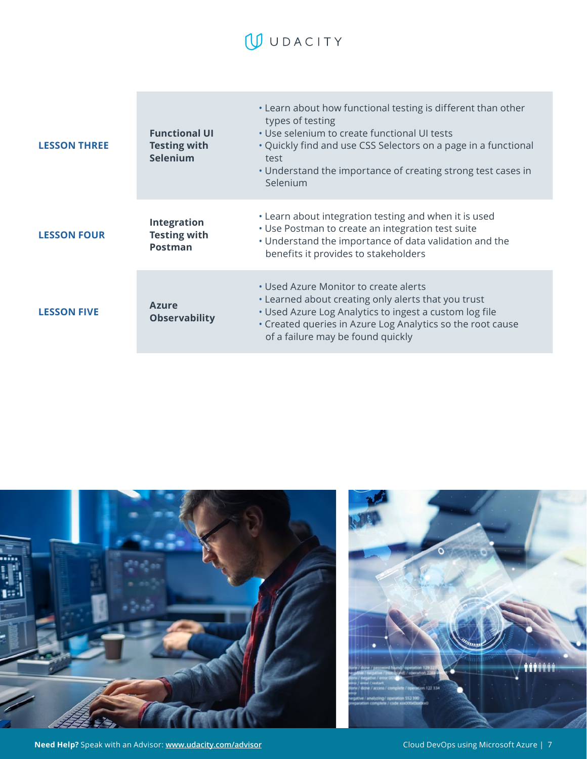| | | |
|---|---|---|
| **LESSON THREE** | **Functional UI Testing with Selenium** | • Learn about how functional testing is different than other types of testing<br>• Use selenium to create functional UI tests<br>• Quickly find and use CSS Selectors on a page in a functional test<br>• Understand the importance of creating strong test cases in Selenium |
| **LESSON FOUR** | **Integration Testing with Postman** | • Learn about integration testing and when it is used<br>• Use Postman to create an integration test suite<br>• Understand the importance of data validation and the benefits it provides to stakeholders |
| **LESSON FIVE** | **Azure Observability** | • Used Azure Monitor to create alerts<br>• Learned about creating only alerts that you trust<br>• Used Azure Log Analytics to ingest a custom log file<br>• Created queries in Azure Log Analytics so the root cause of a failure may be found quickly |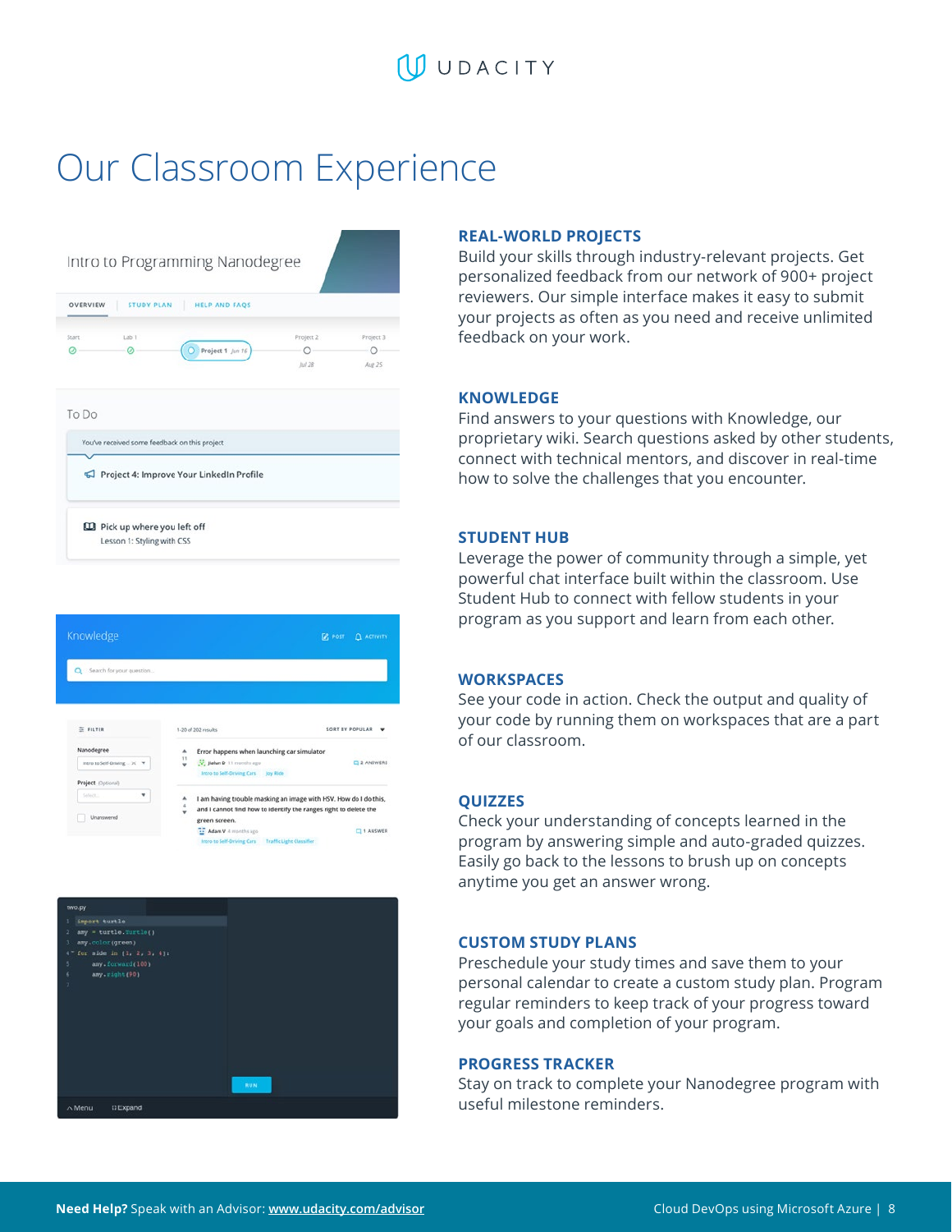# Our Classroom Experience

### REAL-WORLD PROJECTS

Build your skills through industry-relevant projects. Get personalized feedback from our network of 900+ project reviewers. Our simple interface makes it easy to submit your projects as often as you need and receive unlimited feedback on your work.

### KNOWLEDGE

Find answers to your questions with Knowledge, our proprietary wiki. Search questions asked by other students, connect with technical mentors, and discover in real-time how to solve the challenges that you encounter.

### STUDENT HUB

Leverage the power of community through a simple, yet powerful chat interface built within the classroom. Use Student Hub to connect with fellow students in your program as you support and learn from each other.

### WORKSPACES

See your code in action. Check the output and quality of your code by running them on workspaces that are a part of our classroom.

### QUIZZES

Check your understanding of concepts learned in the program by answering simple and auto-graded quizzes. Easily go back to the lessons to brush up on concepts anytime you get an answer wrong.

### CUSTOM STUDY PLANS

Preschedule your study times and save them to your personal calendar to create a custom study plan. Program regular reminders to keep track of your progress toward your goals and completion of your program.

### PROGRESS TRACKER

Stay on track to complete your Nanodegree program with useful milestone reminders.

**Need Help?** Speak with an Advisor: www.udacity.com/advisor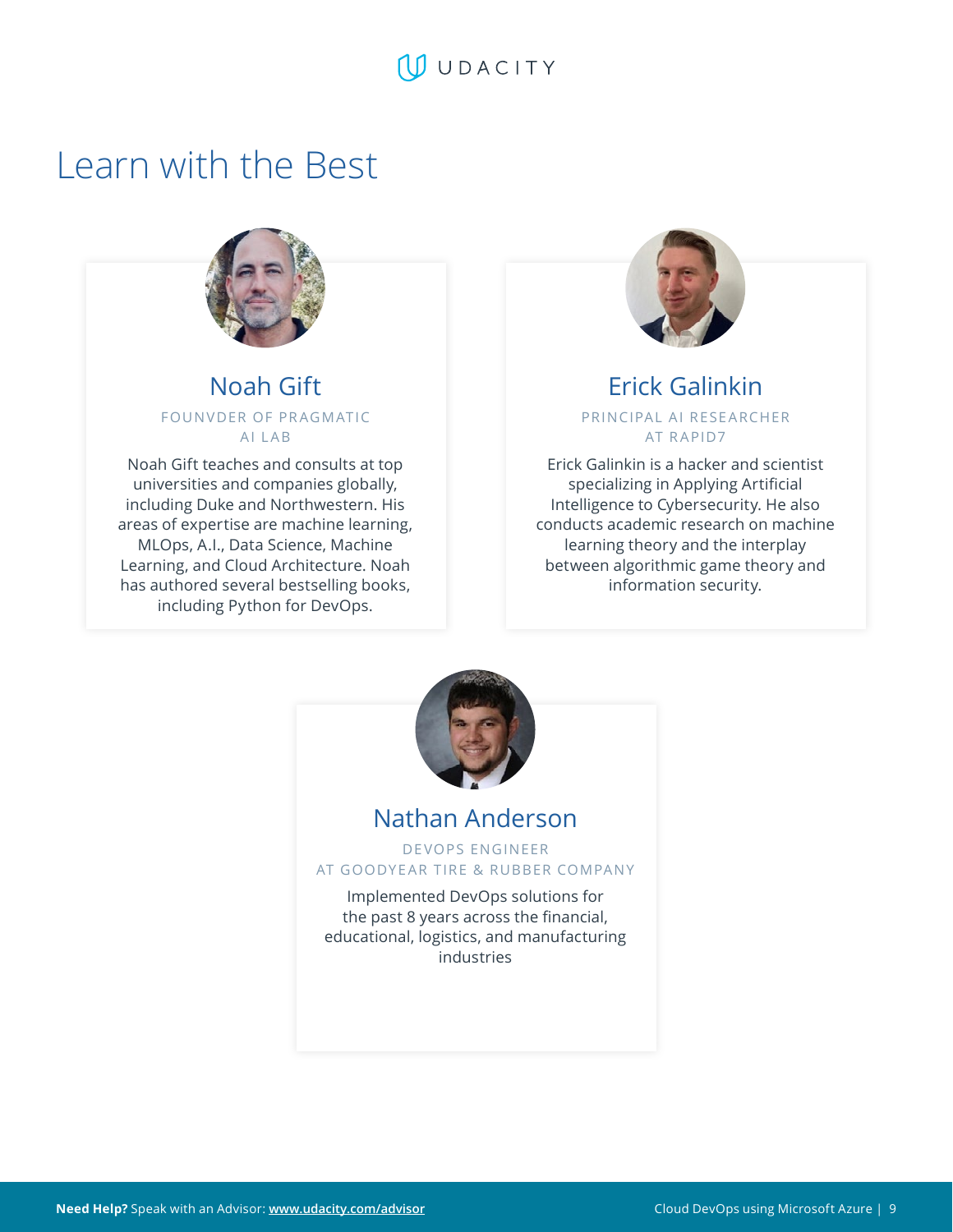# Learn with the Best

## Noah Gift

FOUNVDER OF PRAGMATIC AI LAB

Noah Gift teaches and consults at top universities and companies globally, including Duke and Northwestern. His areas of expertise are machine learning, MLOps, A.I., Data Science, Machine Learning, and Cloud Architecture. Noah has authored several bestselling books, including Python for DevOps.

## Erick Galinkin

PRINCIPAL AI RESEARCHER AT RAPID7

Erick Galinkin is a hacker and scientist specializing in Applying Artificial Intelligence to Cybersecurity. He also conducts academic research on machine learning theory and the interplay between algorithmic game theory and information security.

## Nathan Anderson

DEVOPS ENGINEER AT GOODYEAR TIRE & RUBBER COMPANY

Implemented DevOps solutions for the past 8 years across the financial, educational, logistics, and manufacturing industries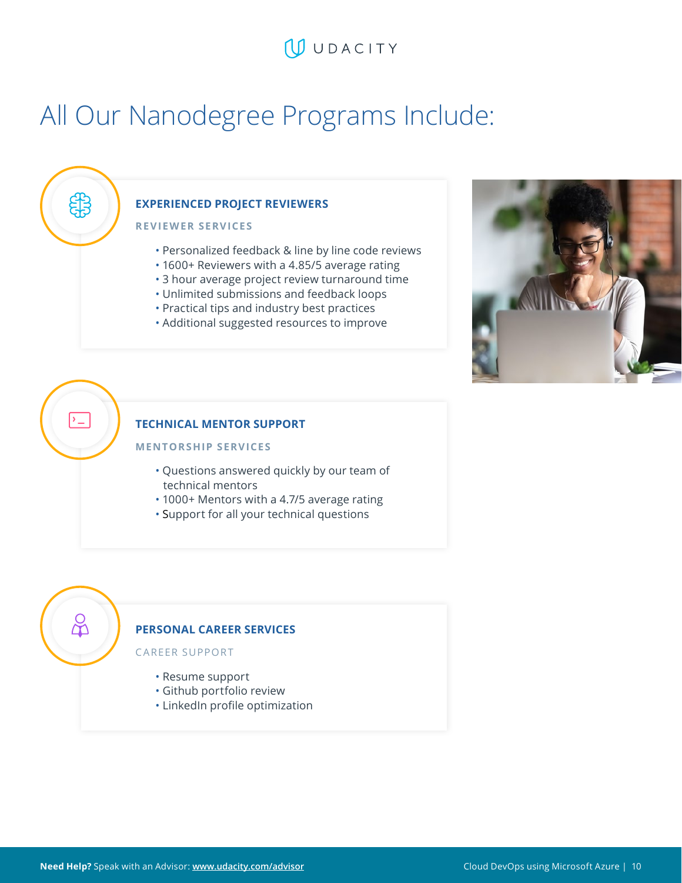# All Our Nanodegree Programs Include:

## EXPERIENCED PROJECT REVIEWERS

### REVIEWER SERVICES

- Personalized feedback & line by line code reviews
- 1600+ Reviewers with a 4.85/5 average rating
- 3 hour average project review turnaround time
- Unlimited submissions and feedback loops
- Practical tips and industry best practices
- Additional suggested resources to improve

## TECHNICAL MENTOR SUPPORT

### MENTORSHIP SERVICES

- Questions answered quickly by our team of technical mentors
- 1000+ Mentors with a 4.7/5 average rating
- Support for all your technical questions

## PERSONAL CAREER SERVICES

### CAREER SUPPORT

- Resume support
- Github portfolio review
- LinkedIn profile optimization

**Need Help?** Speak with an Advisor: www.udacity.com/advisor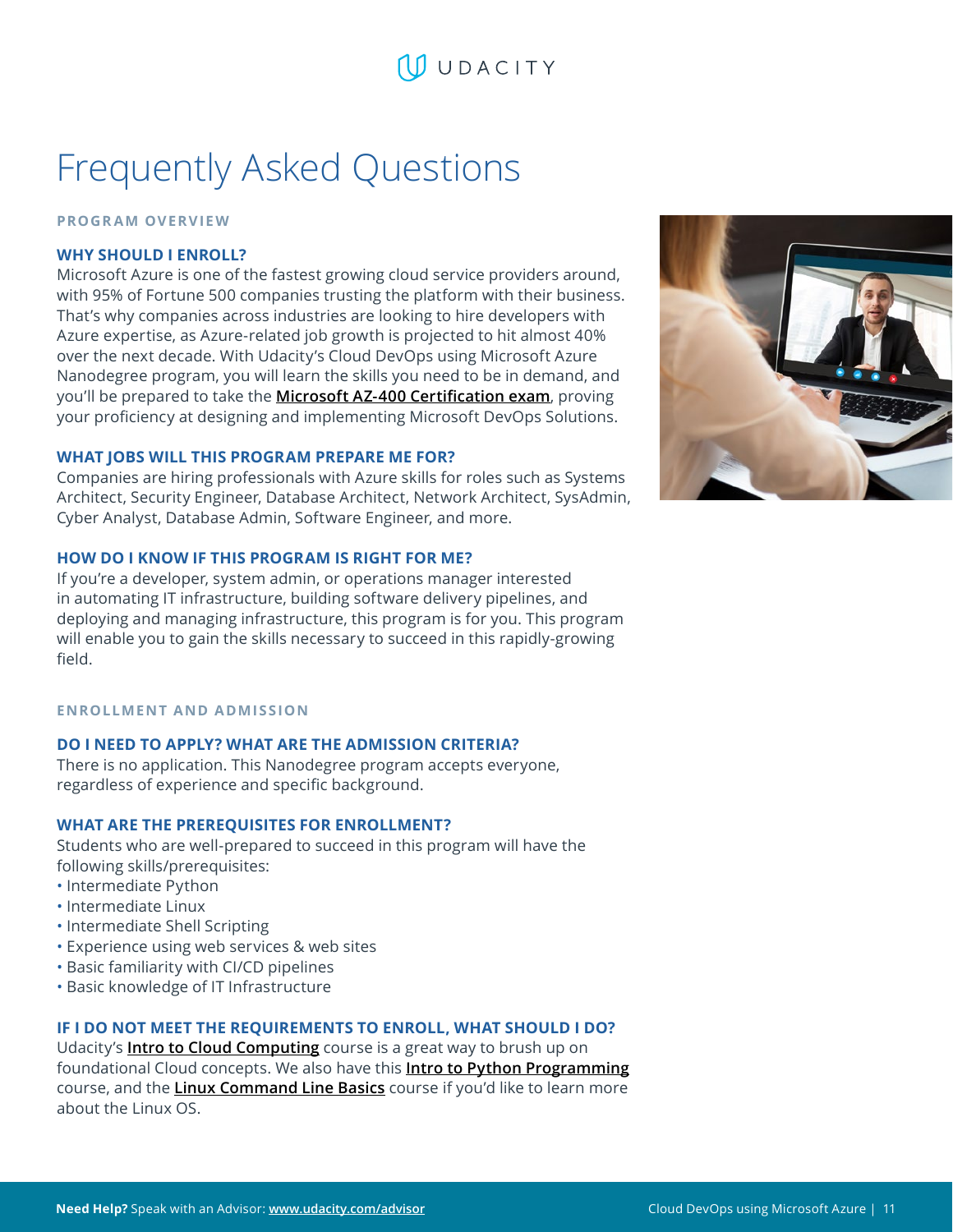# Frequently Asked Questions

## PROGRAM OVERVIEW

### WHY SHOULD I ENROLL?

Microsoft Azure is one of the fastest growing cloud service providers around, with 95% of Fortune 500 companies trusting the platform with their business. That's why companies across industries are looking to hire developers with Azure expertise, as Azure-related job growth is projected to hit almost 40% over the next decade. With Udacity's Cloud DevOps using Microsoft Azure Nanodegree program, you will learn the skills you need to be in demand, and you'll be prepared to take the **Microsoft AZ-400 Certification exam**, proving your proficiency at designing and implementing Microsoft DevOps Solutions.

### WHAT JOBS WILL THIS PROGRAM PREPARE ME FOR?

Companies are hiring professionals with Azure skills for roles such as Systems Architect, Security Engineer, Database Architect, Network Architect, SysAdmin, Cyber Analyst, Database Admin, Software Engineer, and more.

### HOW DO I KNOW IF THIS PROGRAM IS RIGHT FOR ME?

If you're a developer, system admin, or operations manager interested in automating IT infrastructure, building software delivery pipelines, and deploying and managing infrastructure, this program is for you. This program will enable you to gain the skills necessary to succeed in this rapidly-growing field.

## ENROLLMENT AND ADMISSION

### DO I NEED TO APPLY? WHAT ARE THE ADMISSION CRITERIA?

There is no application. This Nanodegree program accepts everyone, regardless of experience and specific background.

### WHAT ARE THE PREREQUISITES FOR ENROLLMENT?

Students who are well-prepared to succeed in this program will have the following skills/prerequisites:

- Intermediate Python
- Intermediate Linux
- Intermediate Shell Scripting
- Experience using web services & web sites
- Basic familiarity with CI/CD pipelines
- Basic knowledge of IT Infrastructure

### IF I DO NOT MEET THE REQUIREMENTS TO ENROLL, WHAT SHOULD I DO?

Udacity's **Intro to Cloud Computing** course is a great way to brush up on foundational Cloud concepts. We also have this **Intro to Python Programming** course, and the **Linux Command Line Basics** course if you'd like to learn more about the Linux OS.

**Need Help?** Speak with an Advisor: www.udacity.com/advisor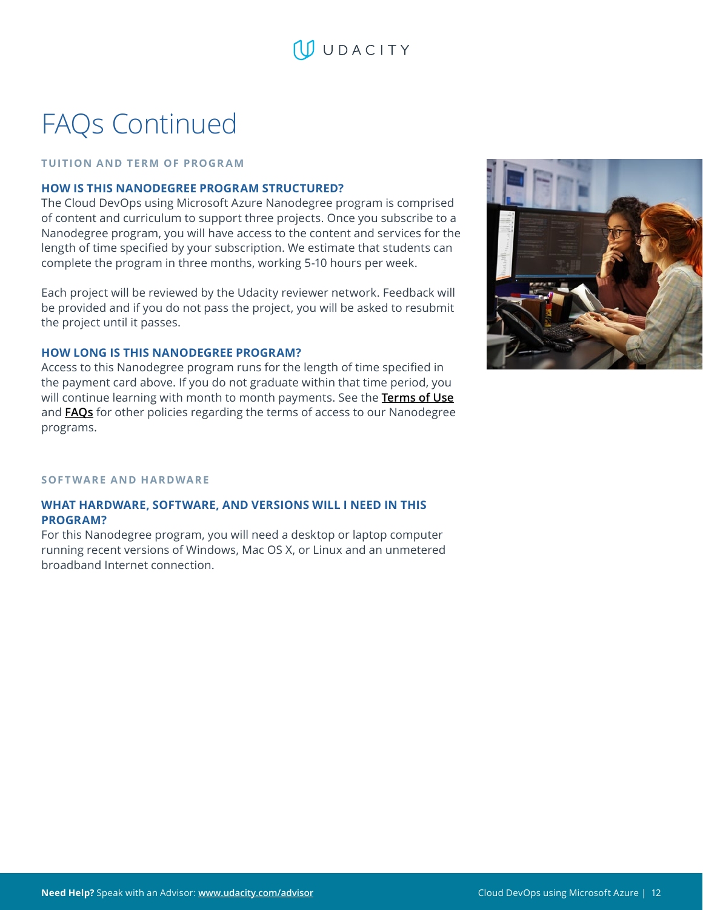# FAQs Continued

## TUITION AND TERM OF PROGRAM

### HOW IS THIS NANODEGREE PROGRAM STRUCTURED?

The Cloud DevOps using Microsoft Azure Nanodegree program is comprised of content and curriculum to support three projects. Once you subscribe to a Nanodegree program, you will have access to the content and services for the length of time specified by your subscription. We estimate that students can complete the program in three months, working 5-10 hours per week.

Each project will be reviewed by the Udacity reviewer network. Feedback will be provided and if you do not pass the project, you will be asked to resubmit the project until it passes.

### HOW LONG IS THIS NANODEGREE PROGRAM?

Access to this Nanodegree program runs for the length of time specified in the payment card above. If you do not graduate within that time period, you will continue learning with month to month payments. See the **Terms of Use** and **FAQs** for other policies regarding the terms of access to our Nanodegree programs.

## SOFTWARE AND HARDWARE

### WHAT HARDWARE, SOFTWARE, AND VERSIONS WILL I NEED IN THIS PROGRAM?

For this Nanodegree program, you will need a desktop or laptop computer running recent versions of Windows, Mac OS X, or Linux and an unmetered broadband Internet connection.

**Need Help?** Speak with an Advisor: www.udacity.com/advisor